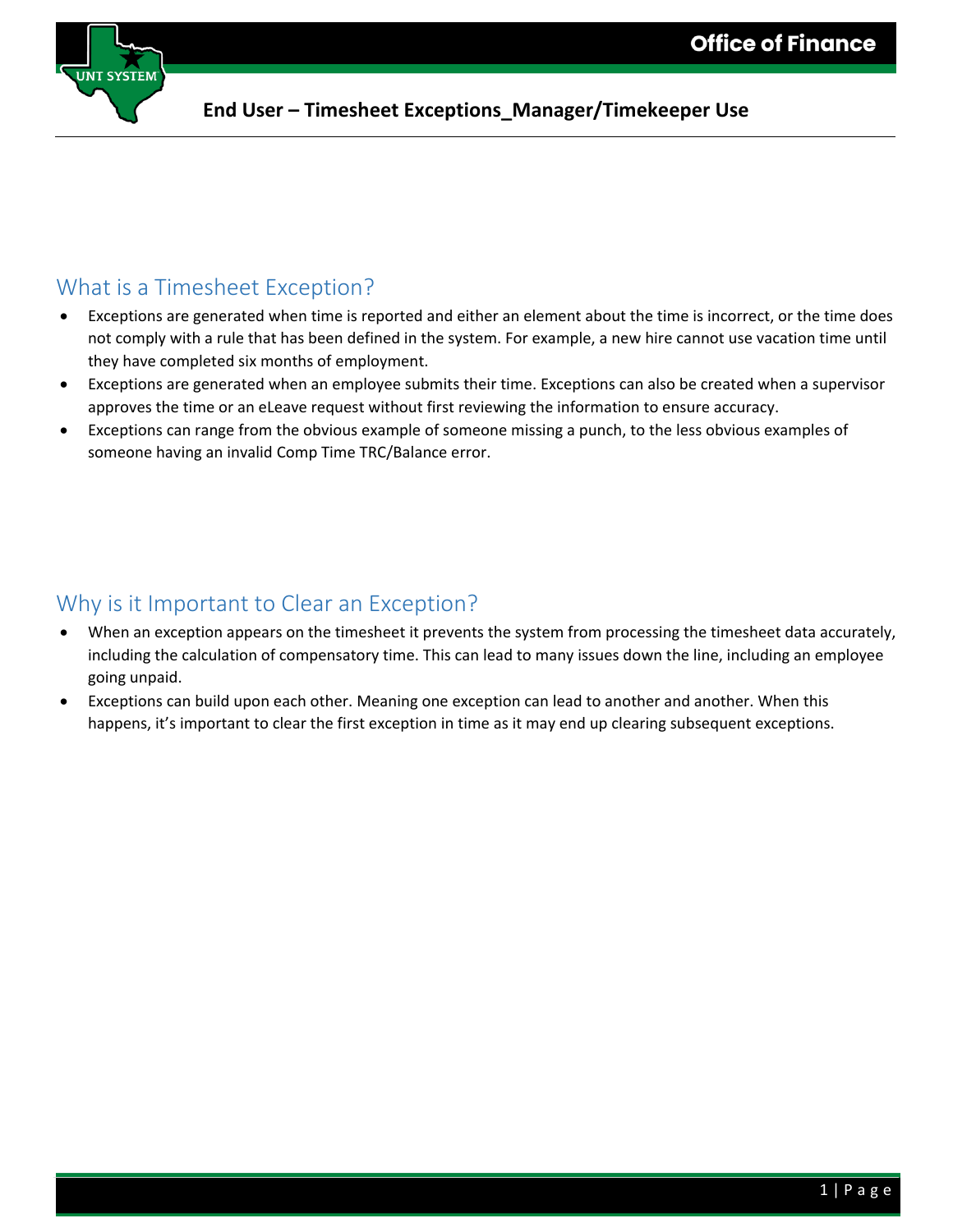# End User – Timesheet Exceptions_Manager/Timekeeper Use

## What is a Timesheet Exception?

- Exceptions are generated when time is reported and either an element about the time is incorrect, or the time does not comply with a rule that has been defined in the system. For example, a new hire cannot use vacation time until they have completed six months of employment.
- Exceptions are generated when an employee submits their time. Exceptions can also be created when a supervisor approves the time or an eLeave request without first reviewing the information to ensure accuracy.
- Exceptions can range from the obvious example of someone missing a punch, to the less obvious examples of someone having an invalid Comp Time TRC/Balance error.

## Why is it Important to Clear an Exception?

- When an exception appears on the timesheet it prevents the system from processing the timesheet data accurately, including the calculation of compensatory time. This can lead to many issues down the line, including an employee going unpaid.
- Exceptions can build upon each other. Meaning one exception can lead to another and another. When this happens, it's important to clear the first exception in time as it may end up clearing subsequent exceptions.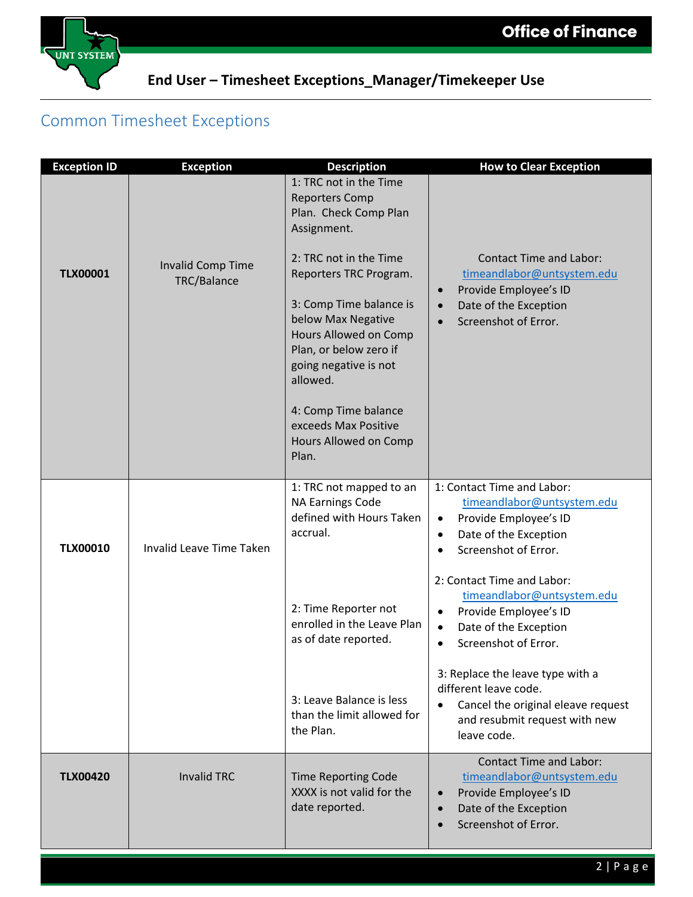# End User – Timesheet Exceptions_Manager/Timekeeper Use

## Common Timesheet Exceptions

| Exception ID | Exception | Description | How to Clear Exception |
|---|---|---|---|
| **TLX00001** | Invalid Comp Time TRC/Balance | 1: TRC not in the Time Reporters Comp Plan. Check Comp Plan Assignment.<br><br>2: TRC not in the Time Reporters TRC Program.<br><br>3: Comp Time balance is below Max Negative Hours Allowed on Comp Plan, or below zero if going negative is not allowed.<br><br>4: Comp Time balance exceeds Max Positive Hours Allowed on Comp Plan. | Contact Time and Labor: timeandlabor@untsystem.edu<br>• Provide Employee's ID<br>• Date of the Exception<br>• Screenshot of Error. |
| **TLX00010** | Invalid Leave Time Taken | 1: TRC not mapped to an NA Earnings Code defined with Hours Taken accrual.<br><br>2: Time Reporter not enrolled in the Leave Plan as of date reported.<br><br>3: Leave Balance is less than the limit allowed for the Plan. | 1: Contact Time and Labor: timeandlabor@untsystem.edu<br>• Provide Employee's ID<br>• Date of the Exception<br>• Screenshot of Error.<br><br>2: Contact Time and Labor: timeandlabor@untsystem.edu<br>• Provide Employee's ID<br>• Date of the Exception<br>• Screenshot of Error.<br><br>3: Replace the leave type with a different leave code.<br>• Cancel the original eleave request and resubmit request with new leave code. |
| **TLX00420** | Invalid TRC | Time Reporting Code XXXX is not valid for the date reported. | Contact Time and Labor: timeandlabor@untsystem.edu<br>• Provide Employee's ID<br>• Date of the Exception<br>• Screenshot of Error. |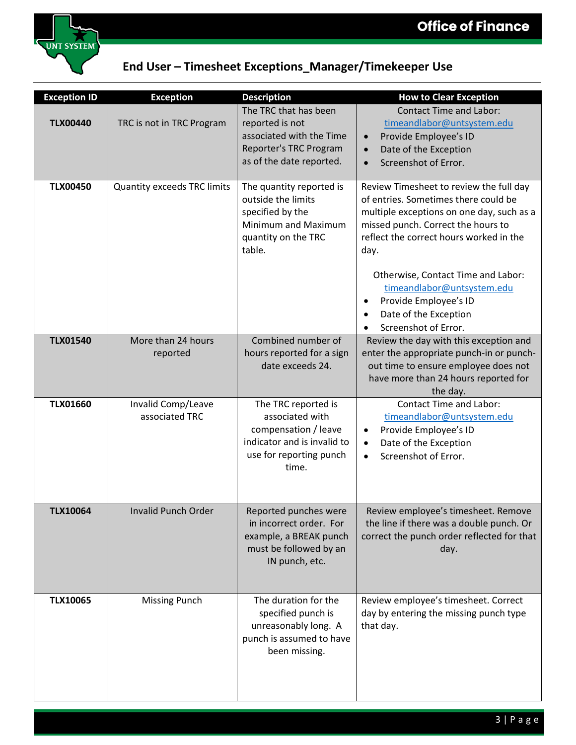## End User – Timesheet Exceptions_Manager/Timekeeper Use

| Exception ID | Exception | Description | How to Clear Exception |
|---|---|---|---|
| **TLX00440** | TRC is not in TRC Program | The TRC that has been reported is not associated with the Time Reporter's TRC Program as of the date reported. | Contact Time and Labor: timeandlabor@untsystem.edu<br>• Provide Employee's ID<br>• Date of the Exception<br>• Screenshot of Error. |
| **TLX00450** | Quantity exceeds TRC limits | The quantity reported is outside the limits specified by the Minimum and Maximum quantity on the TRC table. | Review Timesheet to review the full day of entries. Sometimes there could be multiple exceptions on one day, such as a missed punch. Correct the hours to reflect the correct hours worked in the day.<br><br>Otherwise, Contact Time and Labor: timeandlabor@untsystem.edu<br>• Provide Employee's ID<br>• Date of the Exception<br>• Screenshot of Error. |
| **TLX01540** | More than 24 hours reported | Combined number of hours reported for a sign date exceeds 24. | Review the day with this exception and enter the appropriate punch-in or punch-out time to ensure employee does not have more than 24 hours reported for the day. |
| **TLX01660** | Invalid Comp/Leave associated TRC | The TRC reported is associated with compensation / leave indicator and is invalid to use for reporting punch time. | Contact Time and Labor: timeandlabor@untsystem.edu<br>• Provide Employee's ID<br>• Date of the Exception<br>• Screenshot of Error. |
| **TLX10064** | Invalid Punch Order | Reported punches were in incorrect order. For example, a BREAK punch must be followed by an IN punch, etc. | Review employee's timesheet. Remove the line if there was a double punch. Or correct the punch order reflected for that day. |
| **TLX10065** | Missing Punch | The duration for the specified punch is unreasonably long. A punch is assumed to have been missing. | Review employee's timesheet. Correct day by entering the missing punch type that day. |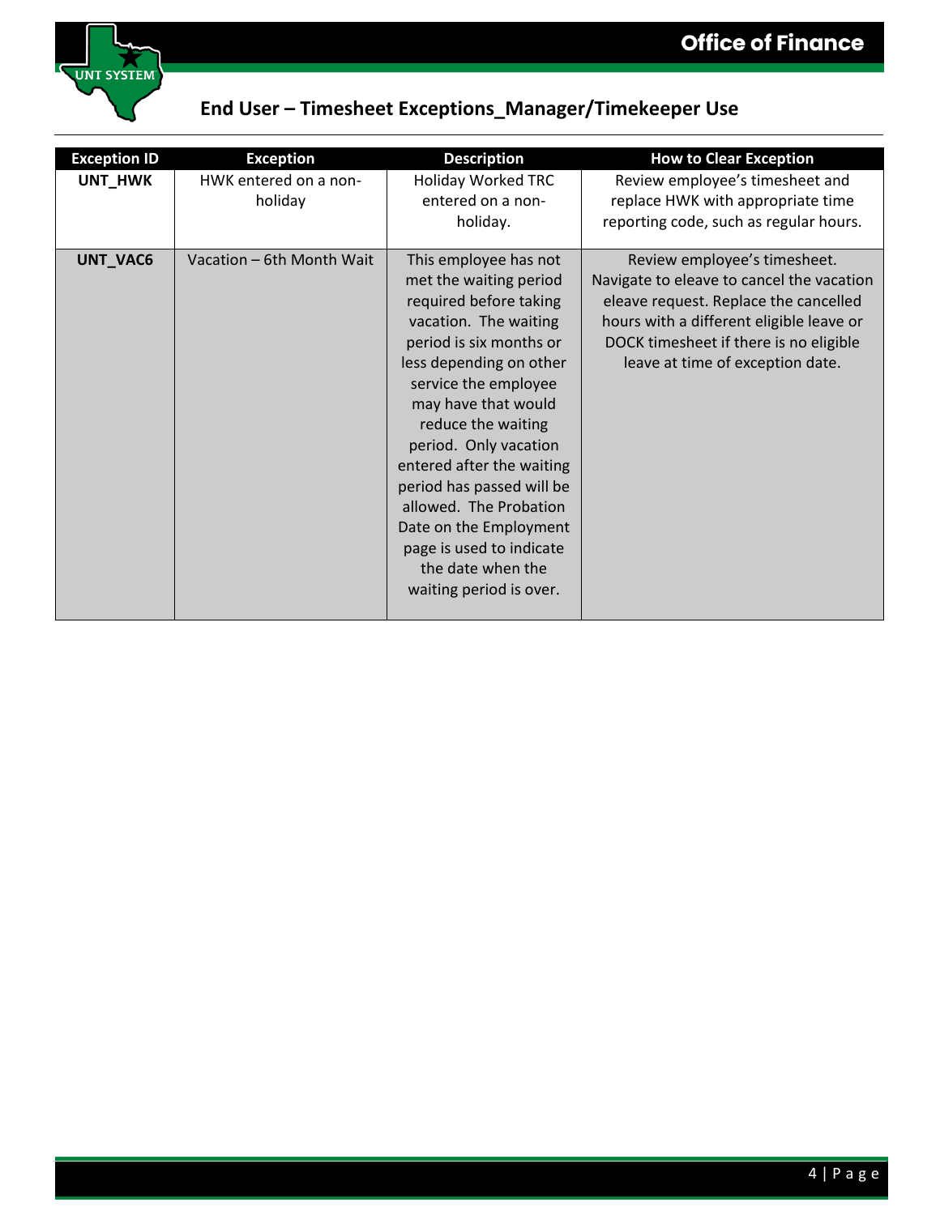## End User – Timesheet Exceptions_Manager/Timekeeper Use

| Exception ID | Exception | Description | How to Clear Exception |
| --- | --- | --- | --- |
| **UNT_HWK** | HWK entered on a non-holiday | Holiday Worked TRC entered on a non-holiday. | Review employee's timesheet and replace HWK with appropriate time reporting code, such as regular hours. |
| **UNT_VAC6** | Vacation – 6th Month Wait | This employee has not met the waiting period required before taking vacation. The waiting period is six months or less depending on other service the employee may have that would reduce the waiting period. Only vacation entered after the waiting period has passed will be allowed. The Probation Date on the Employment page is used to indicate the date when the waiting period is over. | Review employee's timesheet. Navigate to eleave to cancel the vacation eleave request. Replace the cancelled hours with a different eligible leave or DOCK timesheet if there is no eligible leave at time of exception date. |